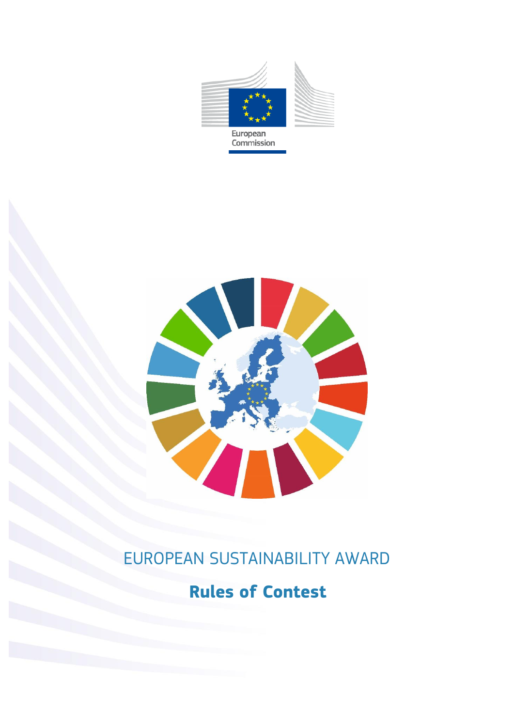European Commission

# EUROPEAN SUSTAINABILITY AWARD

## Rules of Contest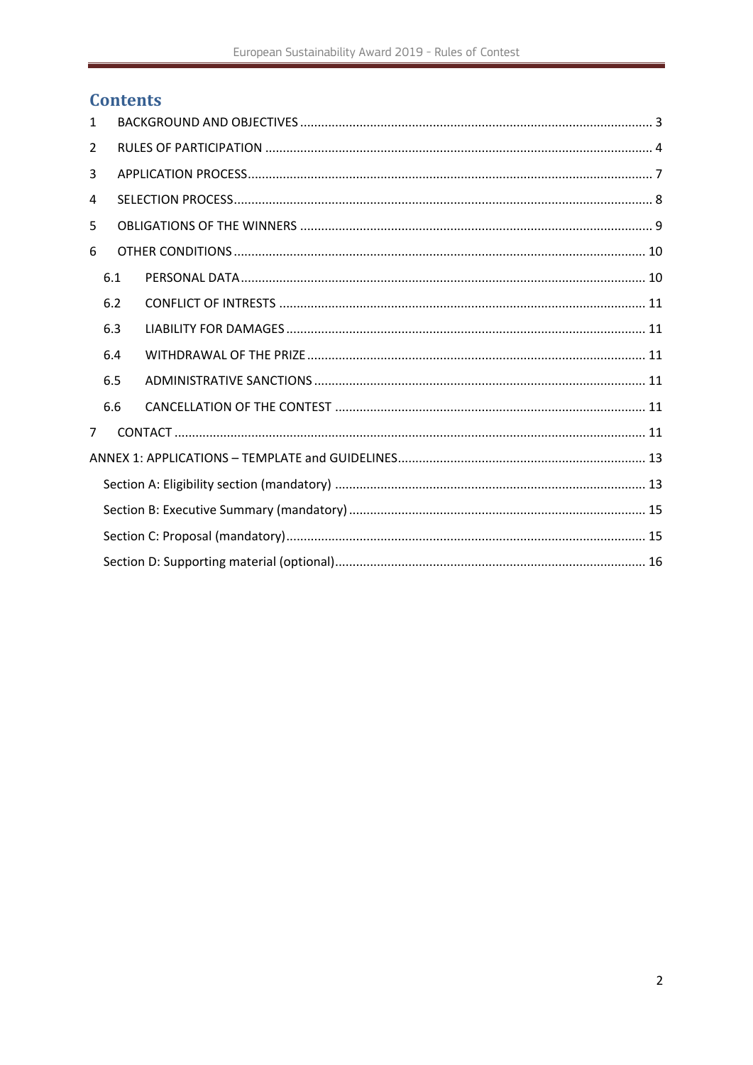# Contents

1 BACKGROUND AND OBJECTIVES ........................................................................................... 3

2 RULES OF PARTICIPATION ............................................................................................. 4

3 APPLICATION PROCESS.................................................................................................. 7

4 SELECTION PROCESS...................................................................................................... 8

5 OBLIGATIONS OF THE WINNERS .................................................................................... 9

6 OTHER CONDITIONS .................................................................................................... 10

6.1 PERSONAL DATA .................................................................................................. 10

6.2 CONFLICT OF INTRESTS ........................................................................................ 11

6.3 LIABILITY FOR DAMAGES ..................................................................................... 11

6.4 WITHDRAWAL OF THE PRIZE ................................................................................ 11

6.5 ADMINISTRATIVE SANCTIONS ............................................................................. 11

6.6 CANCELLATION OF THE CONTEST ....................................................................... 11

7 CONTACT ...................................................................................................................... 11

ANNEX 1: APPLICATIONS – TEMPLATE and GUIDELINES...................................................... 13

Section A: Eligibility section (mandatory) ........................................................................ 13

Section B: Executive Summary (mandatory) .................................................................... 15

Section C: Proposal (mandatory)..................................................................................... 15

Section D: Supporting material (optional)........................................................................ 16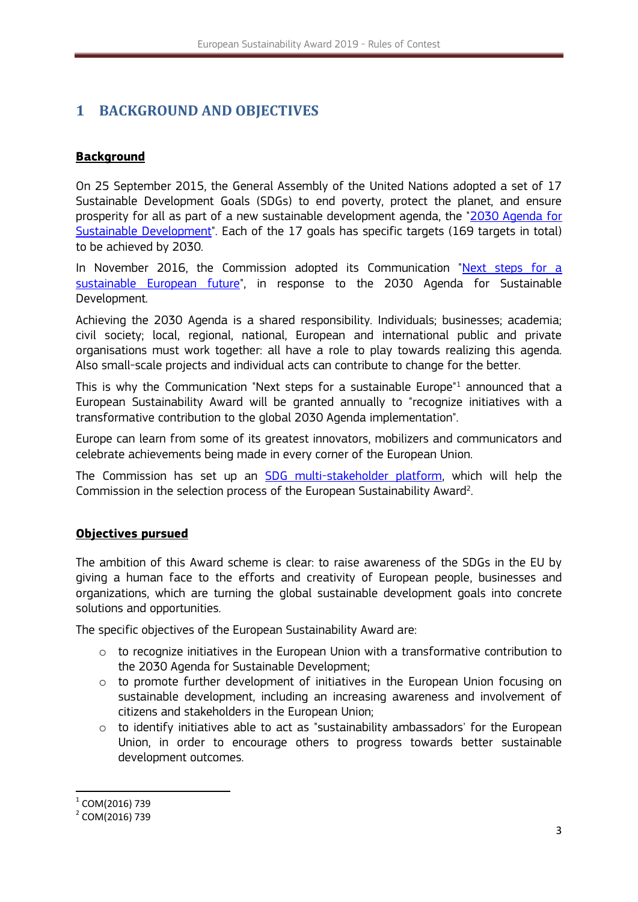# 1 BACKGROUND AND OBJECTIVES

## Background

On 25 September 2015, the General Assembly of the United Nations adopted a set of 17 Sustainable Development Goals (SDGs) to end poverty, protect the planet, and ensure prosperity for all as part of a new sustainable development agenda, the "2030 Agenda for Sustainable Development". Each of the 17 goals has specific targets (169 targets in total) to be achieved by 2030.

In November 2016, the Commission adopted its Communication "Next steps for a sustainable European future", in response to the 2030 Agenda for Sustainable Development.

Achieving the 2030 Agenda is a shared responsibility. Individuals; businesses; academia; civil society; local, regional, national, European and international public and private organisations must work together: all have a role to play towards realizing this agenda. Also small-scale projects and individual acts can contribute to change for the better.

This is why the Communication "Next steps for a sustainable Europe"[1] announced that a European Sustainability Award will be granted annually to "recognize initiatives with a transformative contribution to the global 2030 Agenda implementation".

Europe can learn from some of its greatest innovators, mobilizers and communicators and celebrate achievements being made in every corner of the European Union.

The Commission has set up an SDG multi-stakeholder platform, which will help the Commission in the selection process of the European Sustainability Award[2].

## Objectives pursued

The ambition of this Award scheme is clear: to raise awareness of the SDGs in the EU by giving a human face to the efforts and creativity of European people, businesses and organizations, which are turning the global sustainable development goals into concrete solutions and opportunities.

The specific objectives of the European Sustainability Award are:

- to recognize initiatives in the European Union with a transformative contribution to the 2030 Agenda for Sustainable Development;
- to promote further development of initiatives in the European Union focusing on sustainable development, including an increasing awareness and involvement of citizens and stakeholders in the European Union;
- to identify initiatives able to act as "sustainability ambassadors' for the European Union, in order to encourage others to progress towards better sustainable development outcomes.

---

[1] COM(2016) 739

[2] COM(2016) 739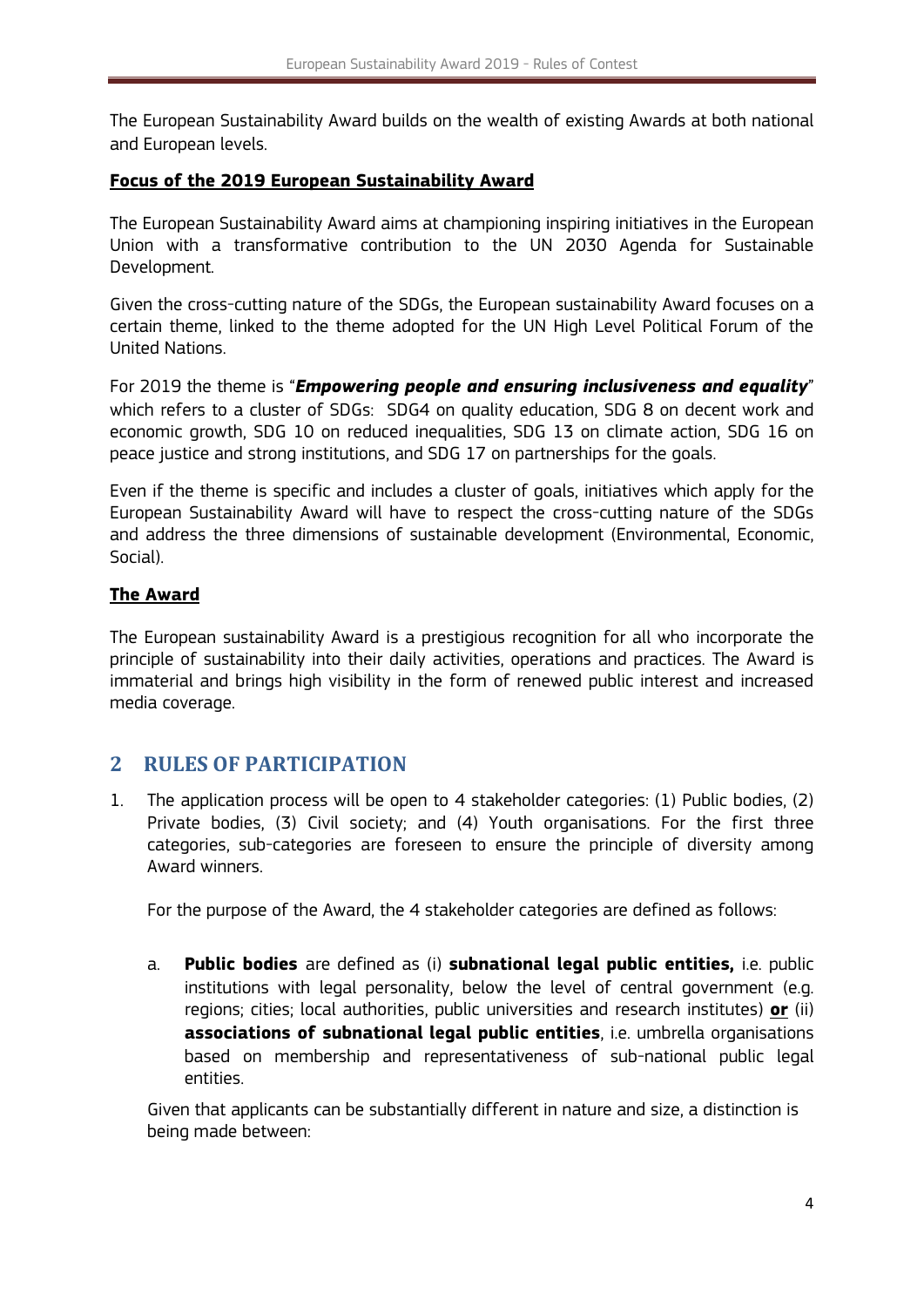The European Sustainability Award builds on the wealth of existing Awards at both national and European levels.

**Focus of the 2019 European Sustainability Award**

The European Sustainability Award aims at championing inspiring initiatives in the European Union with a transformative contribution to the UN 2030 Agenda for Sustainable Development.

Given the cross-cutting nature of the SDGs, the European sustainability Award focuses on a certain theme, linked to the theme adopted for the UN High Level Political Forum of the United Nations.

For 2019 the theme is "***Empowering people and ensuring inclusiveness and equality***" which refers to a cluster of SDGs: SDG4 on quality education, SDG 8 on decent work and economic growth, SDG 10 on reduced inequalities, SDG 13 on climate action, SDG 16 on peace justice and strong institutions, and SDG 17 on partnerships for the goals.

Even if the theme is specific and includes a cluster of goals, initiatives which apply for the European Sustainability Award will have to respect the cross-cutting nature of the SDGs and address the three dimensions of sustainable development (Environmental, Economic, Social).

**The Award**

The European sustainability Award is a prestigious recognition for all who incorporate the principle of sustainability into their daily activities, operations and practices. The Award is immaterial and brings high visibility in the form of renewed public interest and increased media coverage.

## 2 RULES OF PARTICIPATION

1. The application process will be open to 4 stakeholder categories: (1) Public bodies, (2) Private bodies, (3) Civil society; and (4) Youth organisations. For the first three categories, sub-categories are foreseen to ensure the principle of diversity among Award winners.

   For the purpose of the Award, the 4 stakeholder categories are defined as follows:

   a. **Public bodies** are defined as (i) **subnational legal public entities,** i.e. public institutions with legal personality, below the level of central government (e.g. regions; cities; local authorities, public universities and research institutes) **or** (ii) **associations of subnational legal public entities**, i.e. umbrella organisations based on membership and representativeness of sub-national public legal entities.

   Given that applicants can be substantially different in nature and size, a distinction is being made between: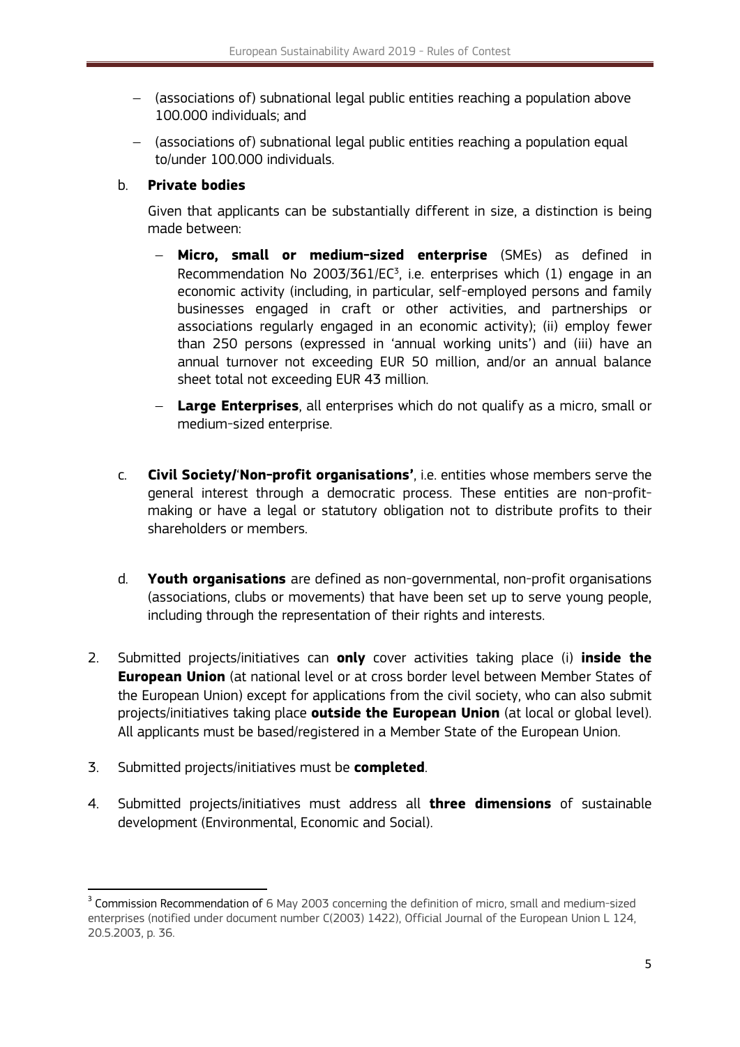- (associations of) subnational legal public entities reaching a population above 100.000 individuals; and
- (associations of) subnational legal public entities reaching a population equal to/under 100.000 individuals.

b. **Private bodies**

Given that applicants can be substantially different in size, a distinction is being made between:

- **Micro, small or medium-sized enterprise** (SMEs) as defined in Recommendation No 2003/361/EC[3], i.e. enterprises which (1) engage in an economic activity (including, in particular, self-employed persons and family businesses engaged in craft or other activities, and partnerships or associations regularly engaged in an economic activity); (ii) employ fewer than 250 persons (expressed in 'annual working units') and (iii) have an annual turnover not exceeding EUR 50 million, and/or an annual balance sheet total not exceeding EUR 43 million.
- **Large Enterprises**, all enterprises which do not qualify as a micro, small or medium-sized enterprise.

c. **Civil Society/'Non-profit organisations'**, i.e. entities whose members serve the general interest through a democratic process. These entities are non-profit-making or have a legal or statutory obligation not to distribute profits to their shareholders or members.

d. **Youth organisations** are defined as non-governmental, non-profit organisations (associations, clubs or movements) that have been set up to serve young people, including through the representation of their rights and interests.

2. Submitted projects/initiatives can **only** cover activities taking place (i) **inside the European Union** (at national level or at cross border level between Member States of the European Union) except for applications from the civil society, who can also submit projects/initiatives taking place **outside the European Union** (at local or global level). All applicants must be based/registered in a Member State of the European Union.

3. Submitted projects/initiatives must be **completed**.

4. Submitted projects/initiatives must address all **three dimensions** of sustainable development (Environmental, Economic and Social).

[3] Commission Recommendation of 6 May 2003 concerning the definition of micro, small and medium-sized enterprises (notified under document number C(2003) 1422), Official Journal of the European Union L 124, 20.5.2003, p. 36.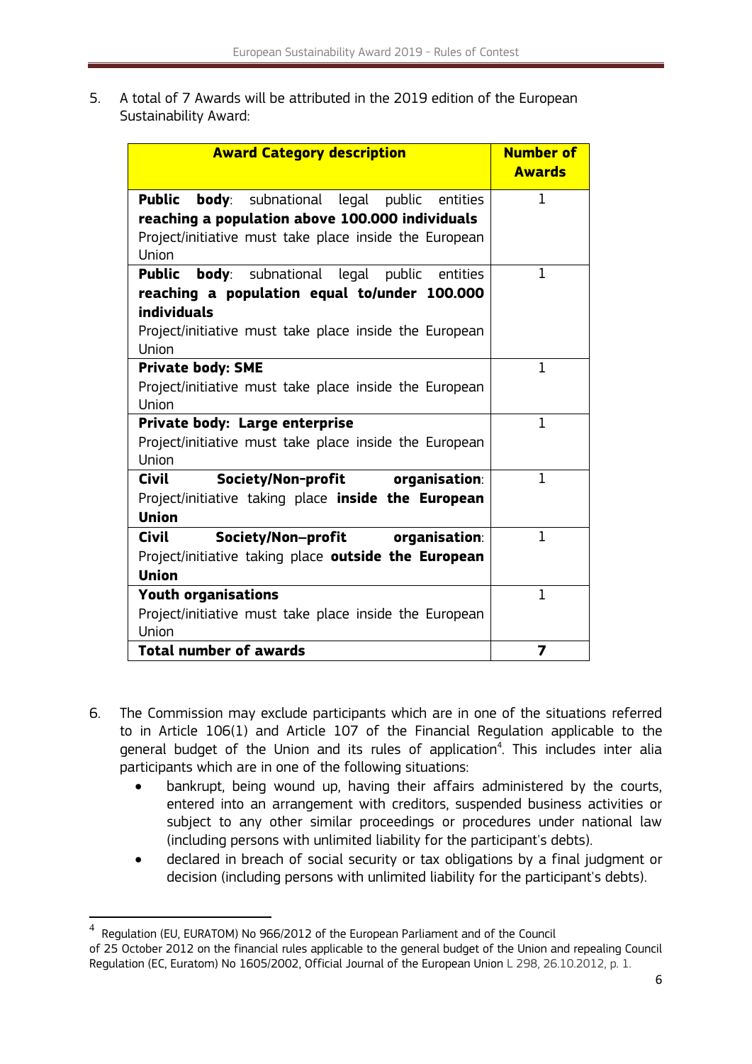5. A total of 7 Awards will be attributed in the 2019 edition of the European Sustainability Award:

| Award Category description | Number of Awards |
|---|---|
| **Public body**: subnational legal public entities **reaching a population above 100.000 individuals** Project/initiative must take place inside the European Union | 1 |
| **Public body**: subnational legal public entities **reaching a population equal to/under 100.000 individuals** Project/initiative must take place inside the European Union | 1 |
| **Private body: SME** Project/initiative must take place inside the European Union | 1 |
| **Private body: Large enterprise** Project/initiative must take place inside the European Union | 1 |
| **Civil Society/Non-profit organisation**: Project/initiative taking place **inside the European Union** | 1 |
| **Civil Society/Non–profit organisation**: Project/initiative taking place **outside the European Union** | 1 |
| **Youth organisations** Project/initiative must take place inside the European Union | 1 |
| **Total number of awards** | **7** |

6. The Commission may exclude participants which are in one of the situations referred to in Article 106(1) and Article 107 of the Financial Regulation applicable to the general budget of the Union and its rules of application[4]. This includes inter alia participants which are in one of the following situations:
    - bankrupt, being wound up, having their affairs administered by the courts, entered into an arrangement with creditors, suspended business activities or subject to any other similar proceedings or procedures under national law (including persons with unlimited liability for the participant's debts).
    - declared in breach of social security or tax obligations by a final judgment or decision (including persons with unlimited liability for the participant's debts).

[4] Regulation (EU, EURATOM) No 966/2012 of the European Parliament and of the Council of 25 October 2012 on the financial rules applicable to the general budget of the Union and repealing Council Regulation (EC, Euratom) No 1605/2002, Official Journal of the European Union L 298, 26.10.2012, p. 1.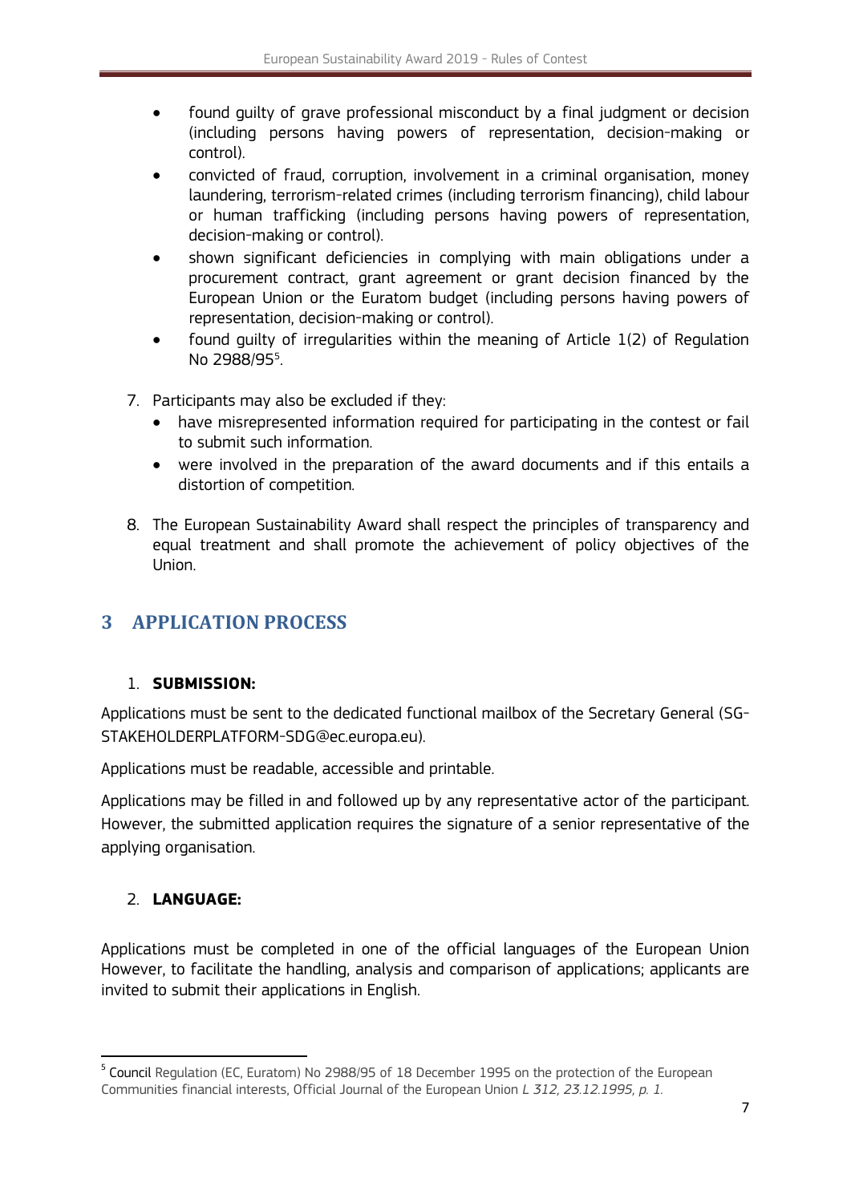- found guilty of grave professional misconduct by a final judgment or decision (including persons having powers of representation, decision-making or control).
- convicted of fraud, corruption, involvement in a criminal organisation, money laundering, terrorism-related crimes (including terrorism financing), child labour or human trafficking (including persons having powers of representation, decision-making or control).
- shown significant deficiencies in complying with main obligations under a procurement contract, grant agreement or grant decision financed by the European Union or the Euratom budget (including persons having powers of representation, decision-making or control).
- found guilty of irregularities within the meaning of Article 1(2) of Regulation No 2988/95[5].

7. Participants may also be excluded if they:
   - have misrepresented information required for participating in the contest or fail to submit such information.
   - were involved in the preparation of the award documents and if this entails a distortion of competition.

8. The European Sustainability Award shall respect the principles of transparency and equal treatment and shall promote the achievement of policy objectives of the Union.

# 3 APPLICATION PROCESS

## 1. SUBMISSION:

Applications must be sent to the dedicated functional mailbox of the Secretary General (SG-STAKEHOLDERPLATFORM-SDG@ec.europa.eu).

Applications must be readable, accessible and printable.

Applications may be filled in and followed up by any representative actor of the participant. However, the submitted application requires the signature of a senior representative of the applying organisation.

## 2. LANGUAGE:

Applications must be completed in one of the official languages of the European Union However, to facilitate the handling, analysis and comparison of applications; applicants are invited to submit their applications in English.

---

[5] Council Regulation (EC, Euratom) No 2988/95 of 18 December 1995 on the protection of the European Communities financial interests, Official Journal of the European Union *L 312, 23.12.1995, p. 1.*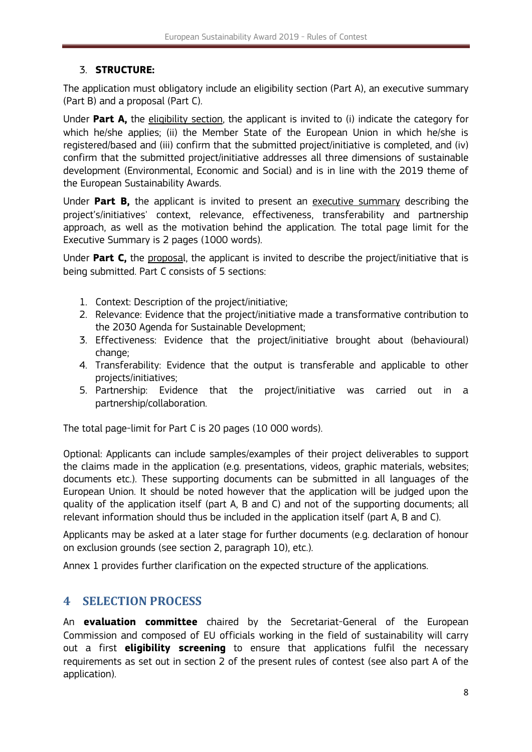### 3. STRUCTURE:

The application must obligatory include an eligibility section (Part A), an executive summary (Part B) and a proposal (Part C).

Under **Part A,** the eligibility section, the applicant is invited to (i) indicate the category for which he/she applies; (ii) the Member State of the European Union in which he/she is registered/based and (iii) confirm that the submitted project/initiative is completed, and (iv) confirm that the submitted project/initiative addresses all three dimensions of sustainable development (Environmental, Economic and Social) and is in line with the 2019 theme of the European Sustainability Awards.

Under **Part B,** the applicant is invited to present an executive summary describing the project's/initiatives' context, relevance, effectiveness, transferability and partnership approach, as well as the motivation behind the application. The total page limit for the Executive Summary is 2 pages (1000 words).

Under **Part C,** the proposal, the applicant is invited to describe the project/initiative that is being submitted. Part C consists of 5 sections:

1. Context: Description of the project/initiative;
2. Relevance: Evidence that the project/initiative made a transformative contribution to the 2030 Agenda for Sustainable Development;
3. Effectiveness: Evidence that the project/initiative brought about (behavioural) change;
4. Transferability: Evidence that the output is transferable and applicable to other projects/initiatives;
5. Partnership: Evidence that the project/initiative was carried out in a partnership/collaboration.

The total page-limit for Part C is 20 pages (10 000 words).

Optional: Applicants can include samples/examples of their project deliverables to support the claims made in the application (e.g. presentations, videos, graphic materials, websites; documents etc.). These supporting documents can be submitted in all languages of the European Union. It should be noted however that the application will be judged upon the quality of the application itself (part A, B and C) and not of the supporting documents; all relevant information should thus be included in the application itself (part A, B and C).

Applicants may be asked at a later stage for further documents (e.g. declaration of honour on exclusion grounds (see section 2, paragraph 10), etc.).

Annex 1 provides further clarification on the expected structure of the applications.

## 4 SELECTION PROCESS

An **evaluation committee** chaired by the Secretariat-General of the European Commission and composed of EU officials working in the field of sustainability will carry out a first **eligibility screening** to ensure that applications fulfil the necessary requirements as set out in section 2 of the present rules of contest (see also part A of the application).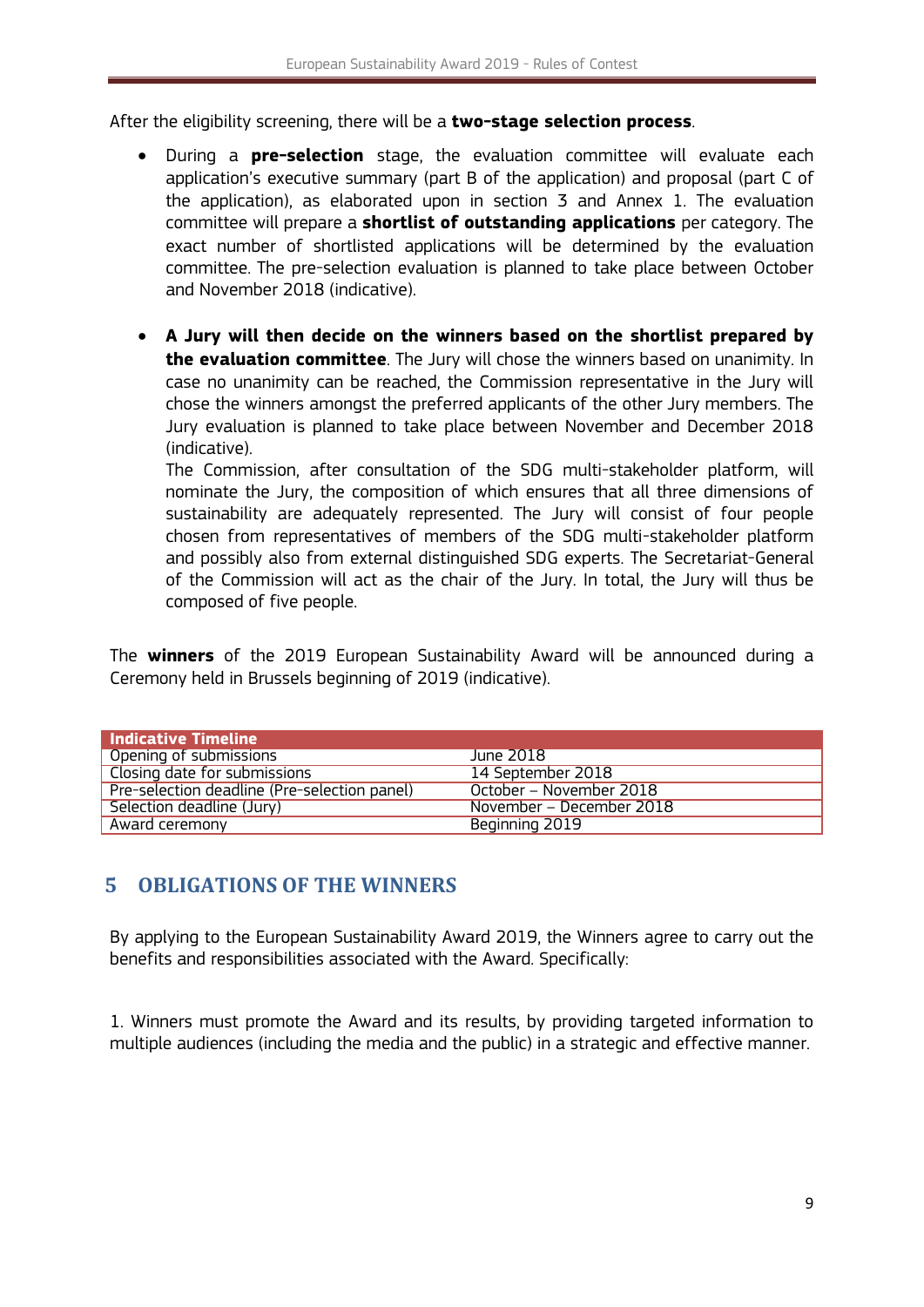After the eligibility screening, there will be a **two-stage selection process**.

- During a **pre-selection** stage, the evaluation committee will evaluate each application's executive summary (part B of the application) and proposal (part C of the application), as elaborated upon in section 3 and Annex 1. The evaluation committee will prepare a **shortlist of outstanding applications** per category. The exact number of shortlisted applications will be determined by the evaluation committee. The pre-selection evaluation is planned to take place between October and November 2018 (indicative).

- **A Jury will then decide on the winners based on the shortlist prepared by the evaluation committee**. The Jury will chose the winners based on unanimity. In case no unanimity can be reached, the Commission representative in the Jury will chose the winners amongst the preferred applicants of the other Jury members. The Jury evaluation is planned to take place between November and December 2018 (indicative).
  The Commission, after consultation of the SDG multi-stakeholder platform, will nominate the Jury, the composition of which ensures that all three dimensions of sustainability are adequately represented. The Jury will consist of four people chosen from representatives of members of the SDG multi-stakeholder platform and possibly also from external distinguished SDG experts. The Secretariat-General of the Commission will act as the chair of the Jury. In total, the Jury will thus be composed of five people.

The **winners** of the 2019 European Sustainability Award will be announced during a Ceremony held in Brussels beginning of 2019 (indicative).

| **Indicative Timeline** | |
|---|---|
| Opening of submissions | June 2018 |
| Closing date for submissions | 14 September 2018 |
| Pre-selection deadline (Pre-selection panel) | October – November 2018 |
| Selection deadline (Jury) | November – December 2018 |
| Award ceremony | Beginning 2019 |

## 5 OBLIGATIONS OF THE WINNERS

By applying to the European Sustainability Award 2019, the Winners agree to carry out the benefits and responsibilities associated with the Award. Specifically:

1. Winners must promote the Award and its results, by providing targeted information to multiple audiences (including the media and the public) in a strategic and effective manner.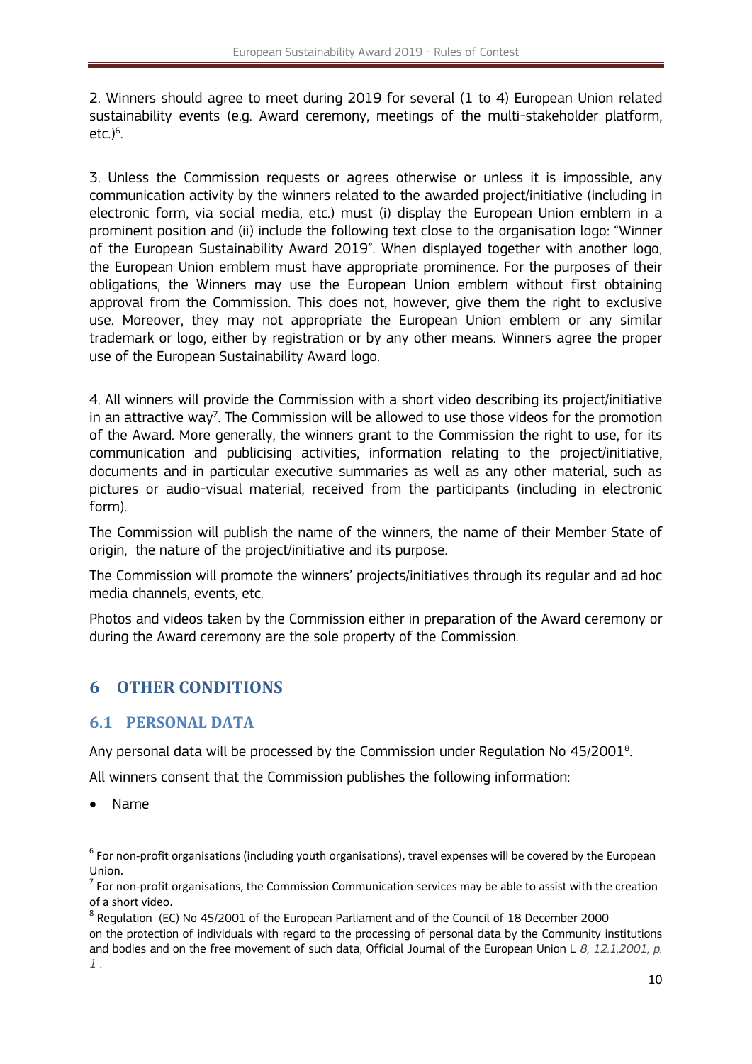2. Winners should agree to meet during 2019 for several (1 to 4) European Union related sustainability events (e.g. Award ceremony, meetings of the multi-stakeholder platform, etc.)[6].

3. Unless the Commission requests or agrees otherwise or unless it is impossible, any communication activity by the winners related to the awarded project/initiative (including in electronic form, via social media, etc.) must (i) display the European Union emblem in a prominent position and (ii) include the following text close to the organisation logo: "Winner of the European Sustainability Award 2019". When displayed together with another logo, the European Union emblem must have appropriate prominence. For the purposes of their obligations, the Winners may use the European Union emblem without first obtaining approval from the Commission. This does not, however, give them the right to exclusive use. Moreover, they may not appropriate the European Union emblem or any similar trademark or logo, either by registration or by any other means. Winners agree the proper use of the European Sustainability Award logo.

4. All winners will provide the Commission with a short video describing its project/initiative in an attractive way[7]. The Commission will be allowed to use those videos for the promotion of the Award. More generally, the winners grant to the Commission the right to use, for its communication and publicising activities, information relating to the project/initiative, documents and in particular executive summaries as well as any other material, such as pictures or audio-visual material, received from the participants (including in electronic form).

The Commission will publish the name of the winners, the name of their Member State of origin, the nature of the project/initiative and its purpose.

The Commission will promote the winners' projects/initiatives through its regular and ad hoc media channels, events, etc.

Photos and videos taken by the Commission either in preparation of the Award ceremony or during the Award ceremony are the sole property of the Commission.

# 6 OTHER CONDITIONS

## 6.1 PERSONAL DATA

Any personal data will be processed by the Commission under Regulation No 45/2001[8].

All winners consent that the Commission publishes the following information:

- Name

---

[6] For non-profit organisations (including youth organisations), travel expenses will be covered by the European Union.

[7] For non-profit organisations, the Commission Communication services may be able to assist with the creation of a short video.

[8] Regulation (EC) No 45/2001 of the European Parliament and of the Council of 18 December 2000 on the protection of individuals with regard to the processing of personal data by the Community institutions and bodies and on the free movement of such data, Official Journal of the European Union L *8, 12.1.2001, p. 1* .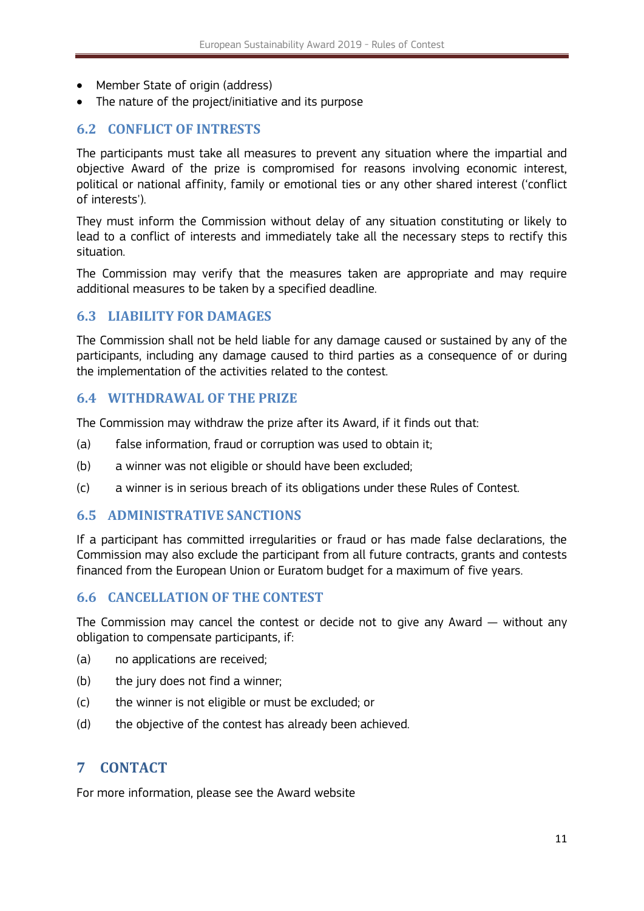- Member State of origin (address)
- The nature of the project/initiative and its purpose

### 6.2 CONFLICT OF INTRESTS

The participants must take all measures to prevent any situation where the impartial and objective Award of the prize is compromised for reasons involving economic interest, political or national affinity, family or emotional ties or any other shared interest ('conflict of interests').

They must inform the Commission without delay of any situation constituting or likely to lead to a conflict of interests and immediately take all the necessary steps to rectify this situation.

The Commission may verify that the measures taken are appropriate and may require additional measures to be taken by a specified deadline.

### 6.3 LIABILITY FOR DAMAGES

The Commission shall not be held liable for any damage caused or sustained by any of the participants, including any damage caused to third parties as a consequence of or during the implementation of the activities related to the contest.

### 6.4 WITHDRAWAL OF THE PRIZE

The Commission may withdraw the prize after its Award, if it finds out that:

(a) false information, fraud or corruption was used to obtain it;

(b) a winner was not eligible or should have been excluded;

(c) a winner is in serious breach of its obligations under these Rules of Contest.

### 6.5 ADMINISTRATIVE SANCTIONS

If a participant has committed irregularities or fraud or has made false declarations, the Commission may also exclude the participant from all future contracts, grants and contests financed from the European Union or Euratom budget for a maximum of five years.

### 6.6 CANCELLATION OF THE CONTEST

The Commission may cancel the contest or decide not to give any Award — without any obligation to compensate participants, if:

(a) no applications are received;

(b) the jury does not find a winner;

(c) the winner is not eligible or must be excluded; or

(d) the objective of the contest has already been achieved.

## 7 CONTACT

For more information, please see the Award website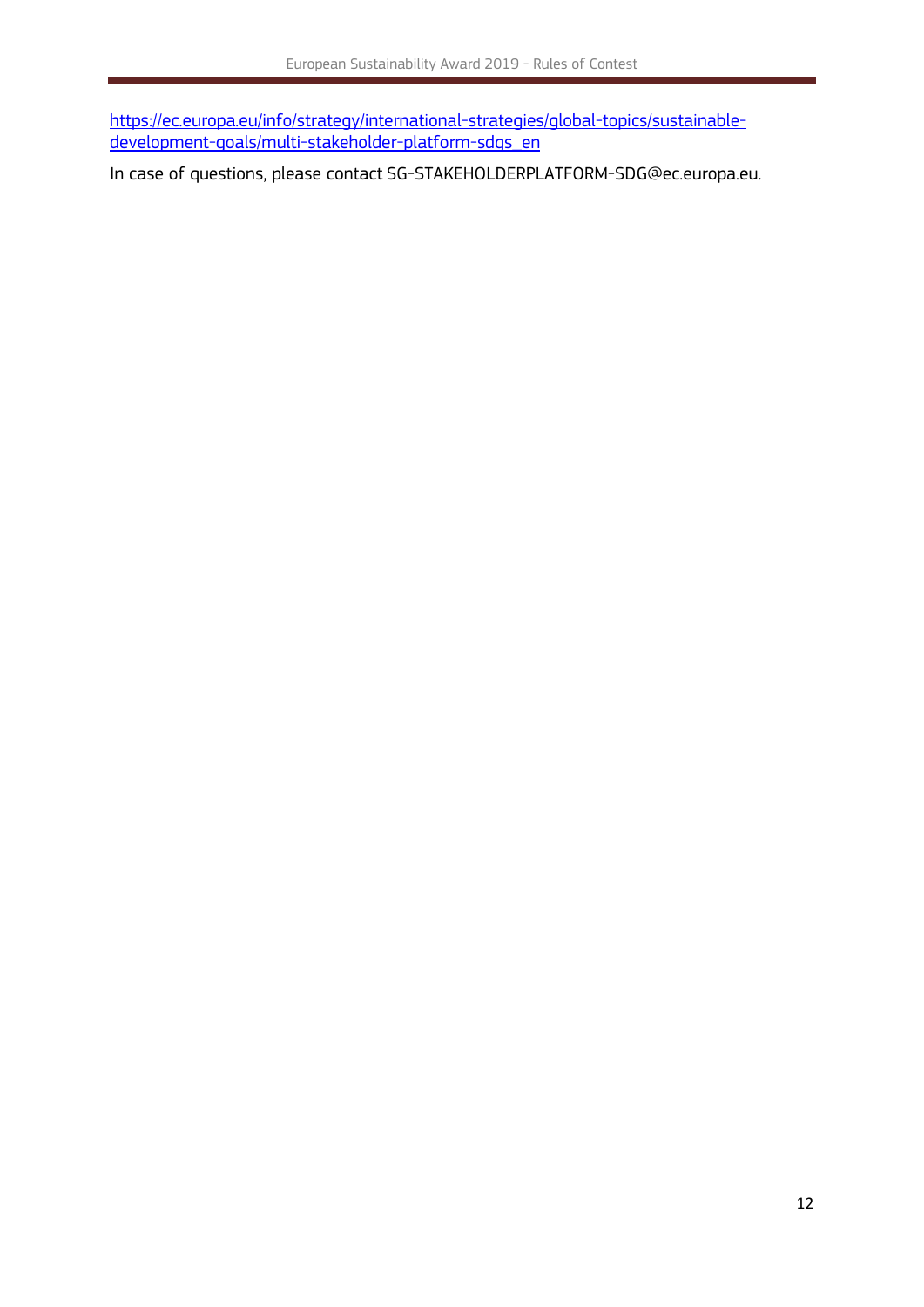[https://ec.europa.eu/info/strategy/international-strategies/global-topics/sustainable-development-goals/multi-stakeholder-platform-sdgs_en](https://ec.europa.eu/info/strategy/international-strategies/global-topics/sustainable-development-goals/multi-stakeholder-platform-sdgs_en)

In case of questions, please contact SG-STAKEHOLDERPLATFORM-SDG@ec.europa.eu.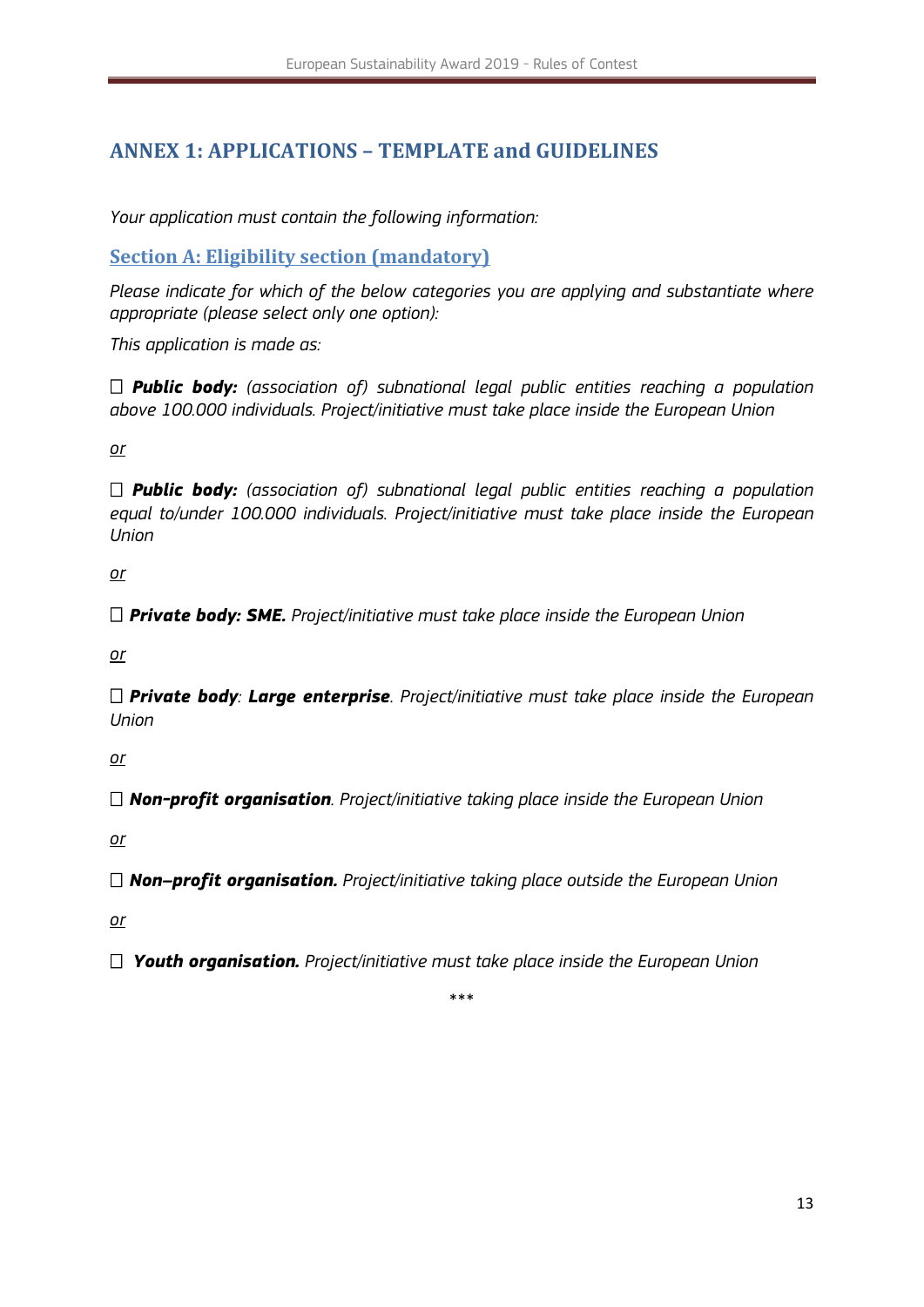## ANNEX 1: APPLICATIONS – TEMPLATE and GUIDELINES

*Your application must contain the following information:*

### Section A: Eligibility section (mandatory)

*Please indicate for which of the below categories you are applying and substantiate where appropriate (please select only one option):*

*This application is made as:*

☐ ***Public body:*** *(association of) subnational legal public entities reaching a population above 100.000 individuals. Project/initiative must take place inside the European Union*

*or*

☐ ***Public body:*** *(association of) subnational legal public entities reaching a population equal to/under 100.000 individuals. Project/initiative must take place inside the European Union*

*or*

☐ ***Private body: SME.*** *Project/initiative must take place inside the European Union*

*or*

☐ ***Private body**: **Large enterprise**. Project/initiative must take place inside the European Union*

*or*

☐ ***Non-profit organisation**. Project/initiative taking place inside the European Union*

*or*

☐ ***Non–profit organisation.*** *Project/initiative taking place outside the European Union*

*or*

☐ ***Youth organisation.*** *Project/initiative must take place inside the European Union*

\*\*\*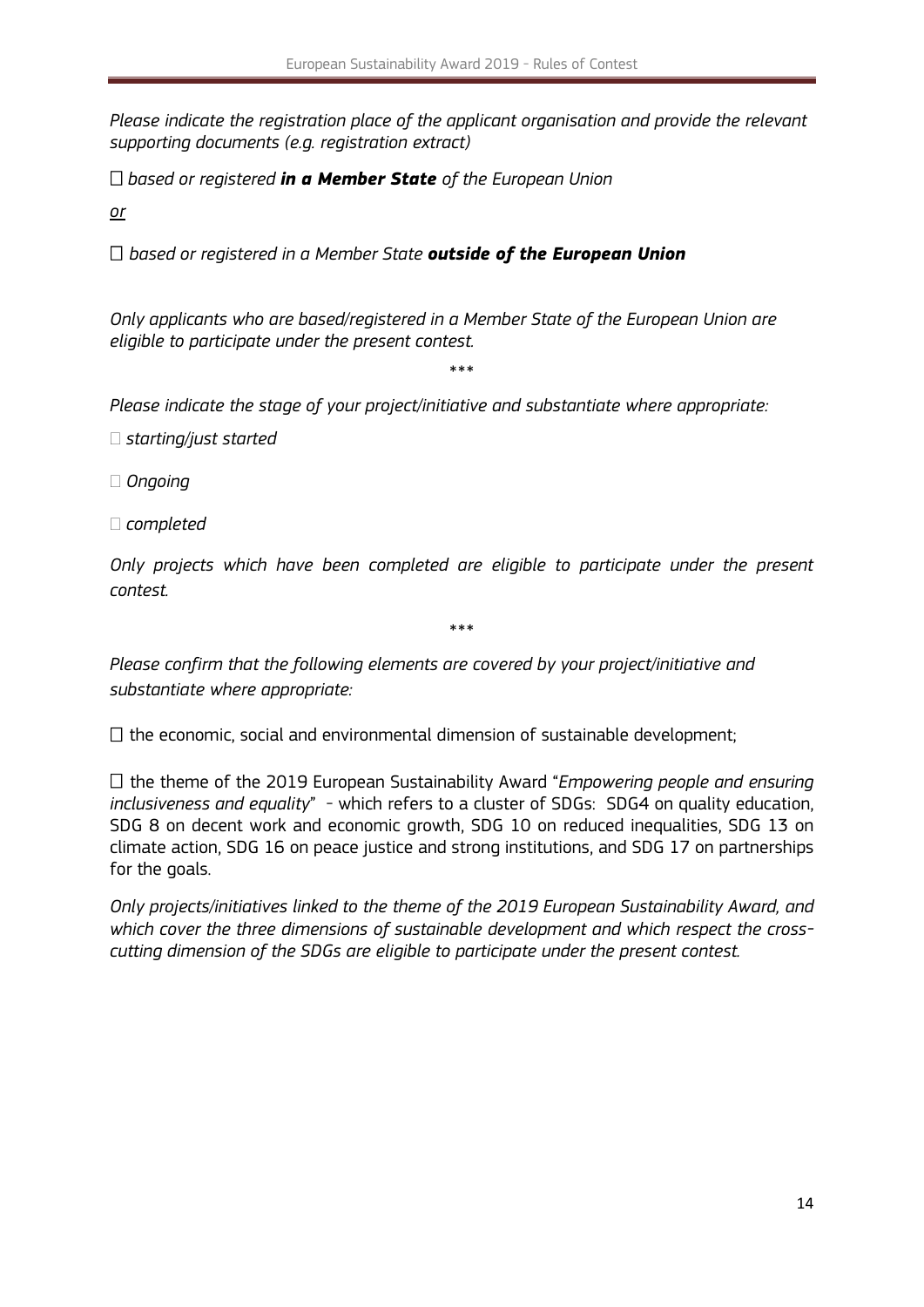*Please indicate the registration place of the applicant organisation and provide the relevant supporting documents (e.g. registration extract)*

☐ *based or registered **in a Member State** of the European Union*

*or*

☐ *based or registered in a Member State **outside of the European Union***

*Only applicants who are based/registered in a Member State of the European Union are eligible to participate under the present contest.*

\*\*\*

*Please indicate the stage of your project/initiative and substantiate where appropriate:*

☐ *starting/just started*

☐ *Ongoing*

☐ *completed*

*Only projects which have been completed are eligible to participate under the present contest.*

\*\*\*

*Please confirm that the following elements are covered by your project/initiative and substantiate where appropriate:*

☐ the economic, social and environmental dimension of sustainable development;

☐ the theme of the 2019 European Sustainability Award "*Empowering people and ensuring inclusiveness and equality*" - which refers to a cluster of SDGs: SDG4 on quality education, SDG 8 on decent work and economic growth, SDG 10 on reduced inequalities, SDG 13 on climate action, SDG 16 on peace justice and strong institutions, and SDG 17 on partnerships for the goals.

*Only projects/initiatives linked to the theme of the 2019 European Sustainability Award, and which cover the three dimensions of sustainable development and which respect the cross-cutting dimension of the SDGs are eligible to participate under the present contest.*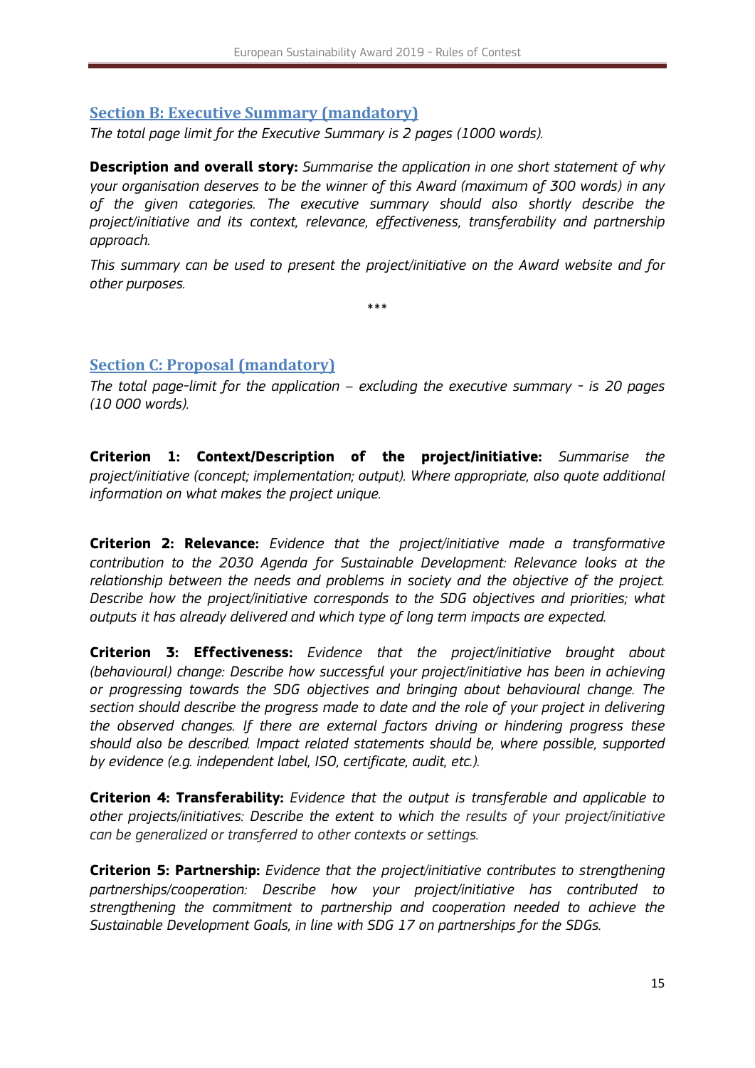## Section B: Executive Summary (mandatory)

*The total page limit for the Executive Summary is 2 pages (1000 words).*

**Description and overall story:** *Summarise the application in one short statement of why your organisation deserves to be the winner of this Award (maximum of 300 words) in any of the given categories. The executive summary should also shortly describe the project/initiative and its context, relevance, effectiveness, transferability and partnership approach.*

*This summary can be used to present the project/initiative on the Award website and for other purposes.*

***

## Section C: Proposal (mandatory)

*The total page-limit for the application – excluding the executive summary - is 20 pages (10 000 words).*

**Criterion 1: Context/Description of the project/initiative:** *Summarise the project/initiative (concept; implementation; output). Where appropriate, also quote additional information on what makes the project unique.*

**Criterion 2: Relevance:** *Evidence that the project/initiative made a transformative contribution to the 2030 Agenda for Sustainable Development: Relevance looks at the relationship between the needs and problems in society and the objective of the project. Describe how the project/initiative corresponds to the SDG objectives and priorities; what outputs it has already delivered and which type of long term impacts are expected.*

**Criterion 3: Effectiveness:** *Evidence that the project/initiative brought about (behavioural) change: Describe how successful your project/initiative has been in achieving or progressing towards the SDG objectives and bringing about behavioural change. The section should describe the progress made to date and the role of your project in delivering the observed changes. If there are external factors driving or hindering progress these should also be described. Impact related statements should be, where possible, supported by evidence (e.g. independent label, ISO, certificate, audit, etc.).*

**Criterion 4: Transferability:** *Evidence that the output is transferable and applicable to other projects/initiatives: Describe the extent to which the results of your project/initiative can be generalized or transferred to other contexts or settings.*

**Criterion 5: Partnership:** *Evidence that the project/initiative contributes to strengthening partnerships/cooperation: Describe how your project/initiative has contributed to strengthening the commitment to partnership and cooperation needed to achieve the Sustainable Development Goals, in line with SDG 17 on partnerships for the SDGs.*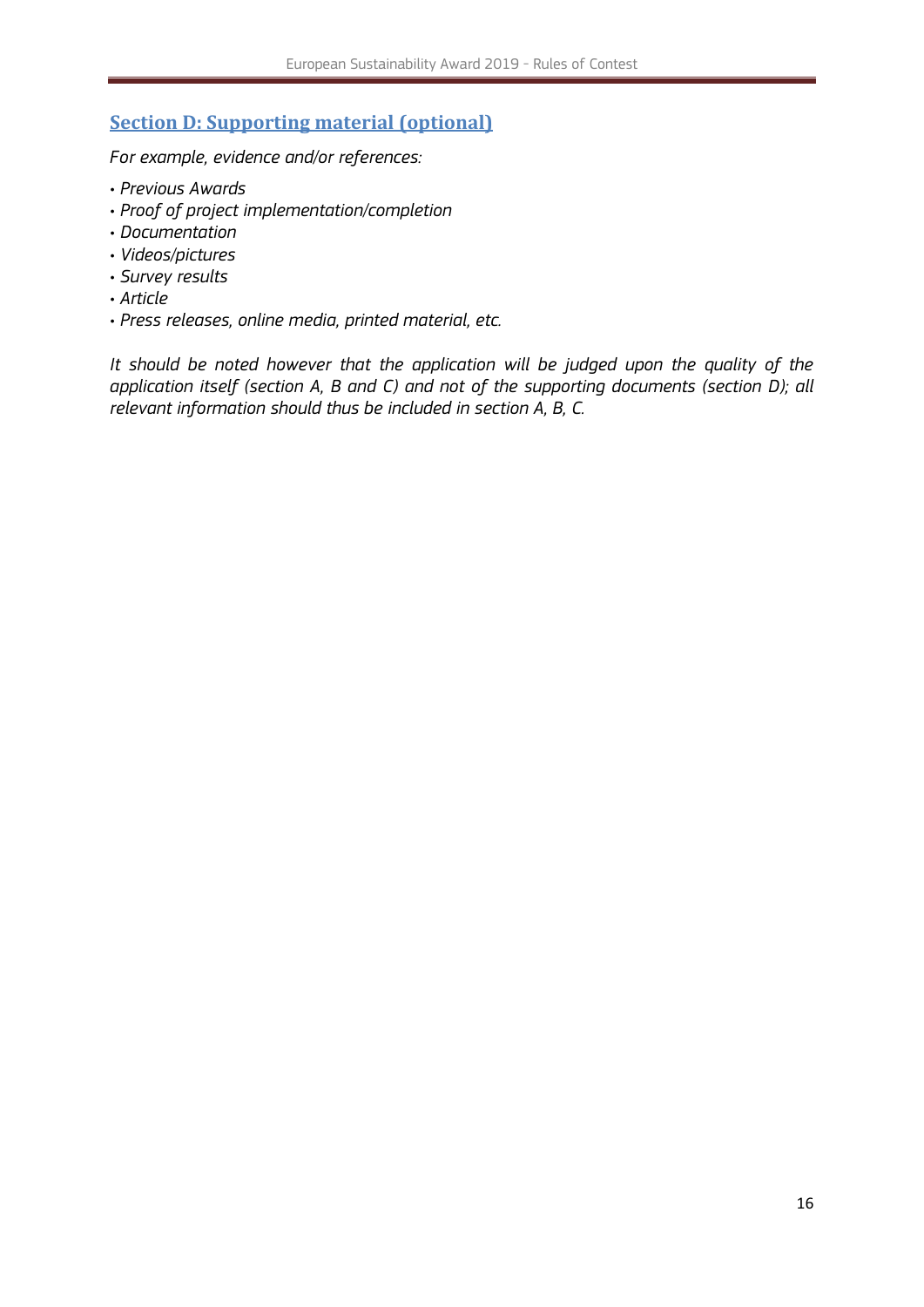## Section D: Supporting material (optional)

*For example, evidence and/or references:*

- *Previous Awards*
- *Proof of project implementation/completion*
- *Documentation*
- *Videos/pictures*
- *Survey results*
- *Article*
- *Press releases, online media, printed material, etc.*

*It should be noted however that the application will be judged upon the quality of the application itself (section A, B and C) and not of the supporting documents (section D); all relevant information should thus be included in section A, B, C.*